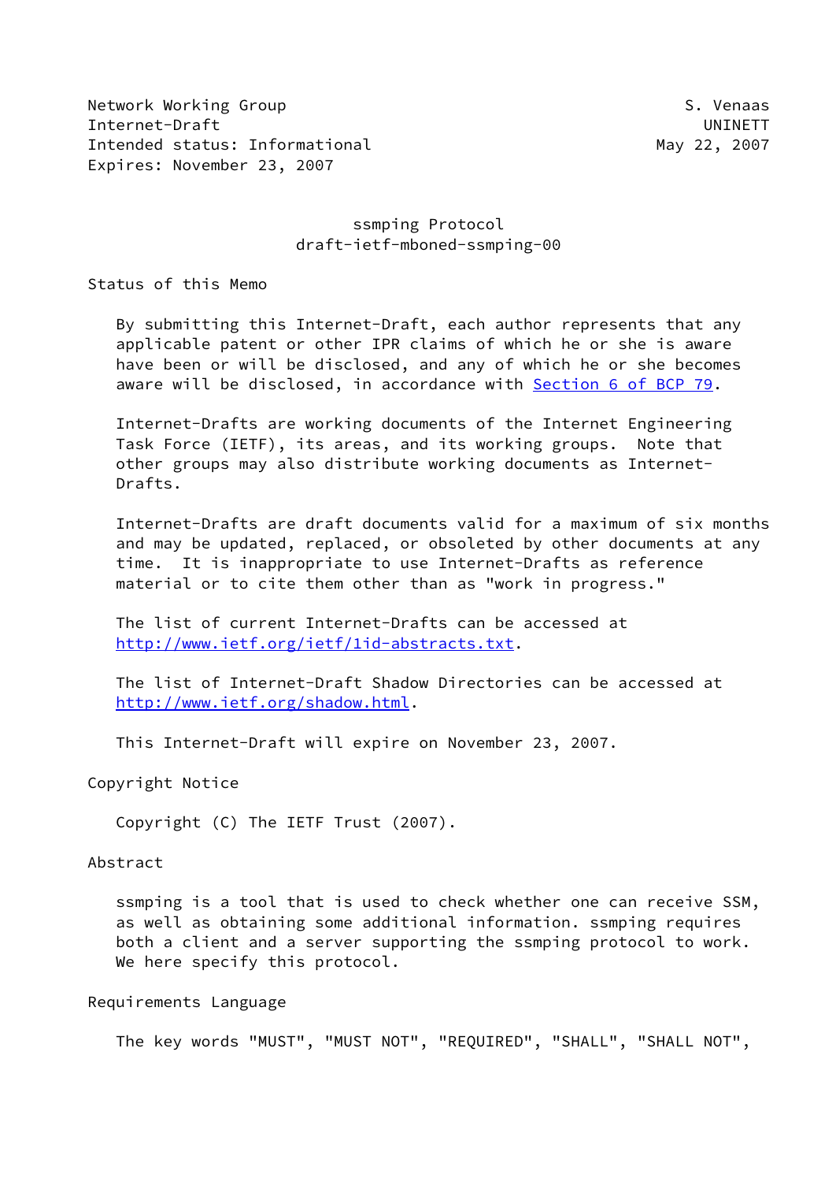Network Working Group S. Venaas
Internet-Draft UNINETT
Intended status: Informational May 22, 2007
Expires: November 23, 2007

# ssmping Protocol
## draft-ietf-mboned-ssmping-00

## Status of this Memo

By submitting this Internet-Draft, each author represents that any applicable patent or other IPR claims of which he or she is aware have been or will be disclosed, and any of which he or she becomes aware will be disclosed, in accordance with Section 6 of BCP 79.

Internet-Drafts are working documents of the Internet Engineering Task Force (IETF), its areas, and its working groups. Note that other groups may also distribute working documents as Internet-Drafts.

Internet-Drafts are draft documents valid for a maximum of six months and may be updated, replaced, or obsoleted by other documents at any time. It is inappropriate to use Internet-Drafts as reference material or to cite them other than as "work in progress."

The list of current Internet-Drafts can be accessed at http://www.ietf.org/ietf/1id-abstracts.txt.

The list of Internet-Draft Shadow Directories can be accessed at http://www.ietf.org/shadow.html.

This Internet-Draft will expire on November 23, 2007.

## Copyright Notice

Copyright (C) The IETF Trust (2007).

## Abstract

ssmping is a tool that is used to check whether one can receive SSM, as well as obtaining some additional information. ssmping requires both a client and a server supporting the ssmping protocol to work. We here specify this protocol.

## Requirements Language

The key words "MUST", "MUST NOT", "REQUIRED", "SHALL", "SHALL NOT",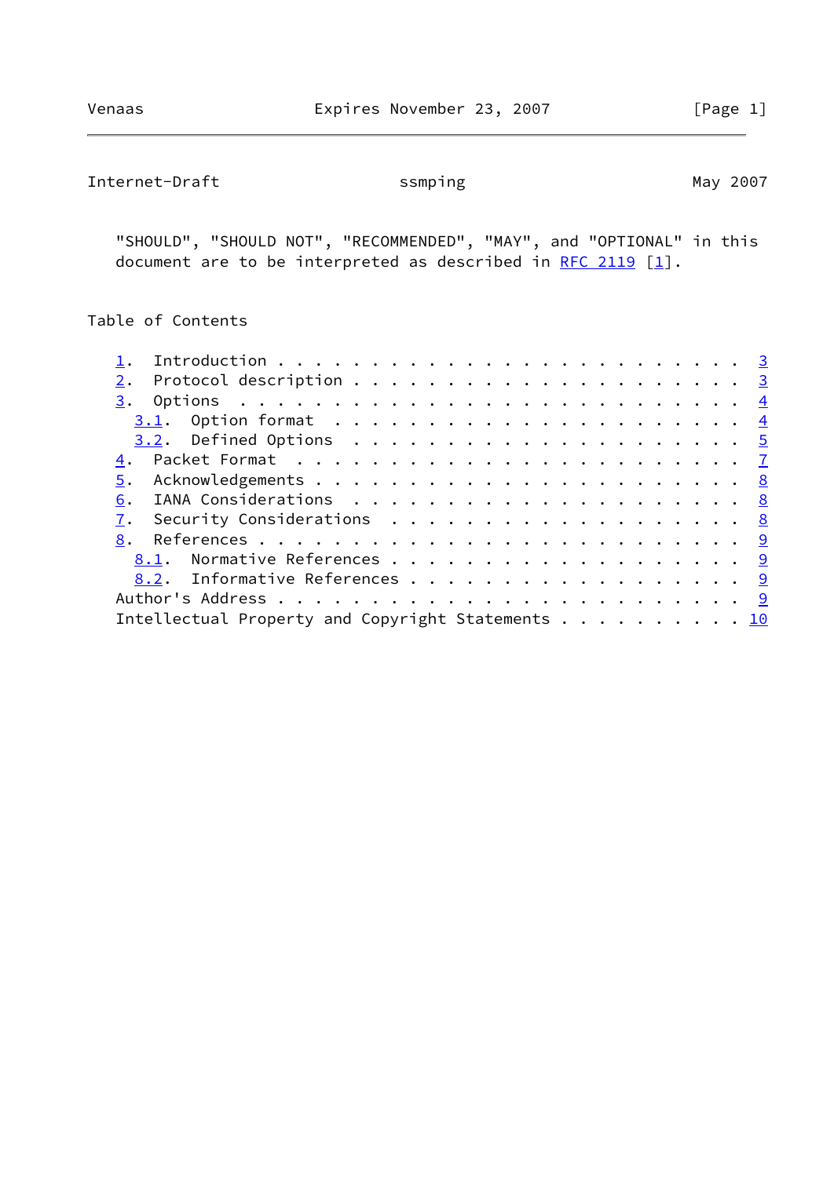"SHOULD", "SHOULD NOT", "RECOMMENDED", "MAY", and "OPTIONAL" in this document are to be interpreted as described in RFC 2119 [1].

## Table of Contents

1. Introduction . . . . . . . . . . . . . . . . . . . . . . . . 3
2. Protocol description . . . . . . . . . . . . . . . . . . . . 3
3. Options . . . . . . . . . . . . . . . . . . . . . . . . . . . 4
   3.1. Option format . . . . . . . . . . . . . . . . . . . . . 4
   3.2. Defined Options . . . . . . . . . . . . . . . . . . . . 5
4. Packet Format . . . . . . . . . . . . . . . . . . . . . . . . 7
5. Acknowledgements . . . . . . . . . . . . . . . . . . . . . . . 8
6. IANA Considerations . . . . . . . . . . . . . . . . . . . . . 8
7. Security Considerations . . . . . . . . . . . . . . . . . . . 8
8. References . . . . . . . . . . . . . . . . . . . . . . . . . 9
   8.1. Normative References . . . . . . . . . . . . . . . . . . 9
   8.2. Informative References . . . . . . . . . . . . . . . . . 9

Author's Address . . . . . . . . . . . . . . . . . . . . . . . . 9

Intellectual Property and Copyright Statements . . . . . . . . . . 10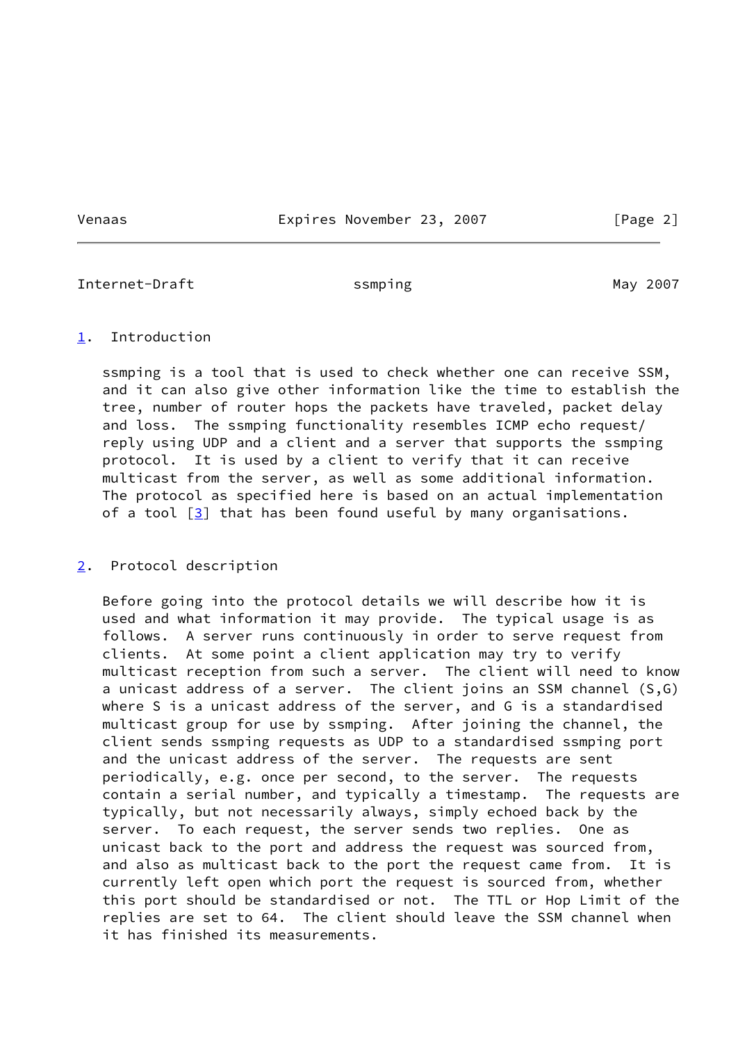## 1. Introduction

ssmping is a tool that is used to check whether one can receive SSM, and it can also give other information like the time to establish the tree, number of router hops the packets have traveled, packet delay and loss. The ssmping functionality resembles ICMP echo request/reply using UDP and a client and a server that supports the ssmping protocol. It is used by a client to verify that it can receive multicast from the server, as well as some additional information. The protocol as specified here is based on an actual implementation of a tool [3] that has been found useful by many organisations.

## 2. Protocol description

Before going into the protocol details we will describe how it is used and what information it may provide. The typical usage is as follows. A server runs continuously in order to serve request from clients. At some point a client application may try to verify multicast reception from such a server. The client will need to know a unicast address of a server. The client joins an SSM channel (S,G) where S is a unicast address of the server, and G is a standardised multicast group for use by ssmping. After joining the channel, the client sends ssmping requests as UDP to a standardised ssmping port and the unicast address of the server. The requests are sent periodically, e.g. once per second, to the server. The requests contain a serial number, and typically a timestamp. The requests are typically, but not necessarily always, simply echoed back by the server. To each request, the server sends two replies. One as unicast back to the port and address the request was sourced from, and also as multicast back to the port the request came from. It is currently left open which port the request is sourced from, whether this port should be standardised or not. The TTL or Hop Limit of the replies are set to 64. The client should leave the SSM channel when it has finished its measurements.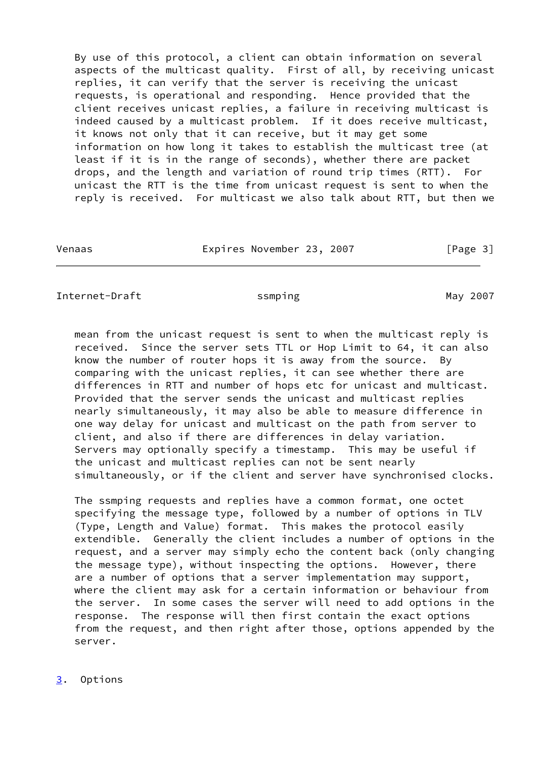By use of this protocol, a client can obtain information on several aspects of the multicast quality. First of all, by receiving unicast replies, it can verify that the server is receiving the unicast requests, is operational and responding. Hence provided that the client receives unicast replies, a failure in receiving multicast is indeed caused by a multicast problem. If it does receive multicast, it knows not only that it can receive, but it may get some information on how long it takes to establish the multicast tree (at least if it is in the range of seconds), whether there are packet drops, and the length and variation of round trip times (RTT). For unicast the RTT is the time from unicast request is sent to when the reply is received. For multicast we also talk about RTT, but then we mean from the unicast request is sent to when the multicast reply is received. Since the server sets TTL or Hop Limit to 64, it can also know the number of router hops it is away from the source. By comparing with the unicast replies, it can see whether there are differences in RTT and number of hops etc for unicast and multicast. Provided that the server sends the unicast and multicast replies nearly simultaneously, it may also be able to measure difference in one way delay for unicast and multicast on the path from server to client, and also if there are differences in delay variation. Servers may optionally specify a timestamp. This may be useful if the unicast and multicast replies can not be sent nearly simultaneously, or if the client and server have synchronised clocks.

The ssmping requests and replies have a common format, one octet specifying the message type, followed by a number of options in TLV (Type, Length and Value) format. This makes the protocol easily extendible. Generally the client includes a number of options in the request, and a server may simply echo the content back (only changing the message type), without inspecting the options. However, there are a number of options that a server implementation may support, where the client may ask for a certain information or behaviour from the server. In some cases the server will need to add options in the response. The response will then first contain the exact options from the request, and then right after those, options appended by the server.

## 3. Options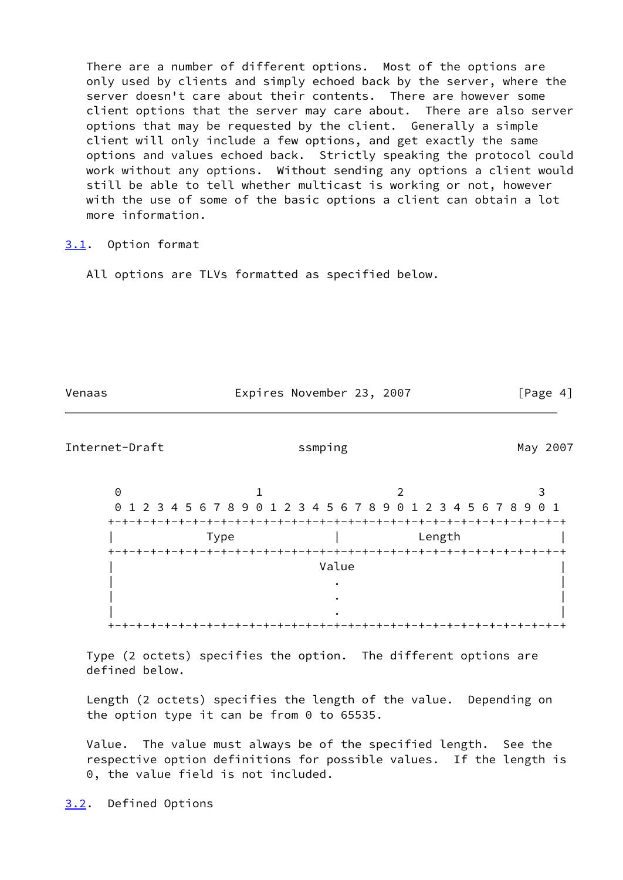There are a number of different options. Most of the options are only used by clients and simply echoed back by the server, where the server doesn't care about their contents. There are however some client options that the server may care about. There are also server options that may be requested by the client. Generally a simple client will only include a few options, and get exactly the same options and values echoed back. Strictly speaking the protocol could work without any options. Without sending any options a client would still be able to tell whether multicast is working or not, however with the use of some of the basic options a client can obtain a lot more information.

## 3.1. Option format

All options are TLVs formatted as specified below.

```
 0                   1                   2                   3
 0 1 2 3 4 5 6 7 8 9 0 1 2 3 4 5 6 7 8 9 0 1 2 3 4 5 6 7 8 9 0 1
+-+-+-+-+-+-+-+-+-+-+-+-+-+-+-+-+-+-+-+-+-+-+-+-+-+-+-+-+-+-+-+-+
|             Type              |            Length             |
+-+-+-+-+-+-+-+-+-+-+-+-+-+-+-+-+-+-+-+-+-+-+-+-+-+-+-+-+-+-+-+-+
|                             Value                             |
|                               .                               |
|                               .                               |
|                               .                               |
+-+-+-+-+-+-+-+-+-+-+-+-+-+-+-+-+-+-+-+-+-+-+-+-+-+-+-+-+-+-+-+-+
```

Type (2 octets) specifies the option. The different options are defined below.

Length (2 octets) specifies the length of the value. Depending on the option type it can be from 0 to 65535.

Value. The value must always be of the specified length. See the respective option definitions for possible values. If the length is 0, the value field is not included.

## 3.2. Defined Options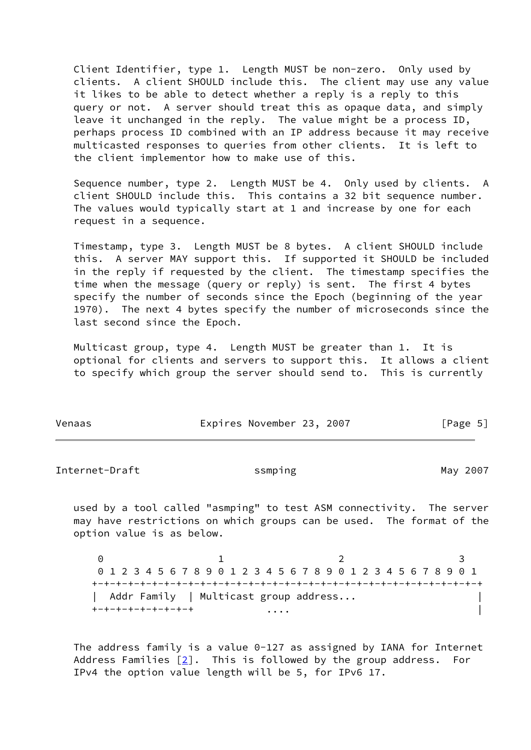Client Identifier, type 1. Length MUST be non-zero. Only used by clients. A client SHOULD include this. The client may use any value it likes to be able to detect whether a reply is a reply to this query or not. A server should treat this as opaque data, and simply leave it unchanged in the reply. The value might be a process ID, perhaps process ID combined with an IP address because it may receive multicasted responses to queries from other clients. It is left to the client implementor how to make use of this.

Sequence number, type 2. Length MUST be 4. Only used by clients. A client SHOULD include this. This contains a 32 bit sequence number. The values would typically start at 1 and increase by one for each request in a sequence.

Timestamp, type 3. Length MUST be 8 bytes. A client SHOULD include this. A server MAY support this. If supported it SHOULD be included in the reply if requested by the client. The timestamp specifies the time when the message (query or reply) is sent. The first 4 bytes specify the number of seconds since the Epoch (beginning of the year 1970). The next 4 bytes specify the number of microseconds since the last second since the Epoch.

Multicast group, type 4. Length MUST be greater than 1. It is optional for clients and servers to support this. It allows a client to specify which group the server should send to. This is currently used by a tool called "asmping" to test ASM connectivity. The server may have restrictions on which groups can be used. The format of the option value is as below.

```
 0                   1                   2                   3
 0 1 2 3 4 5 6 7 8 9 0 1 2 3 4 5 6 7 8 9 0 1 2 3 4 5 6 7 8 9 0 1
+-+-+-+-+-+-+-+-+-+-+-+-+-+-+-+-+-+-+-+-+-+-+-+-+-+-+-+-+-+-+-+-+
|  Addr Family  | Multicast group address...                    |
+-+-+-+-+-+-+-+-+            ....                               |
```

The address family is a value 0-127 as assigned by IANA for Internet Address Families [2]. This is followed by the group address. For IPv4 the option value length will be 5, for IPv6 17.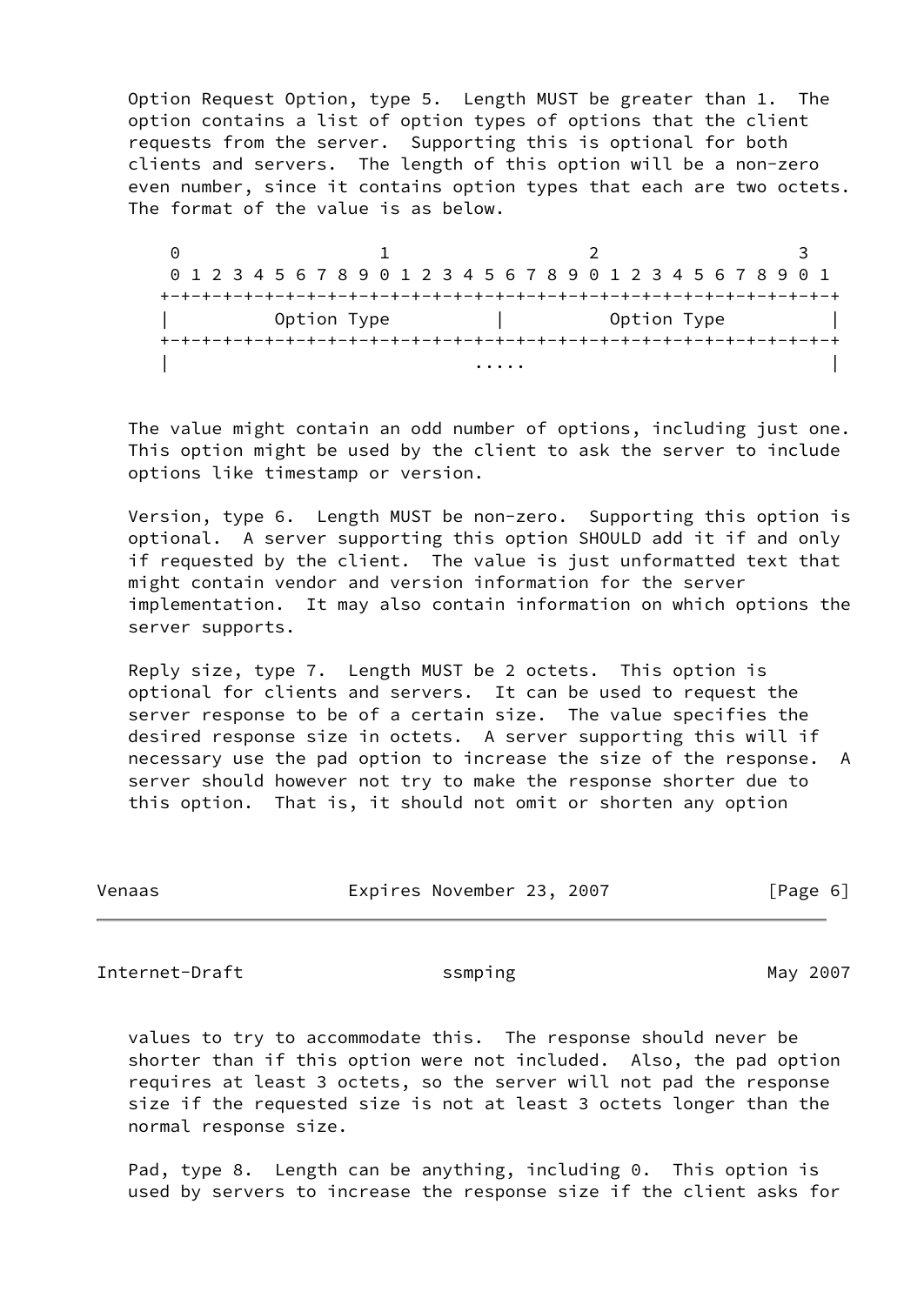Option Request Option, type 5. Length MUST be greater than 1. The option contains a list of option types of options that the client requests from the server. Supporting this is optional for both clients and servers. The length of this option will be a non-zero even number, since it contains option types that each are two octets. The format of the value is as below.

```
 0                   1                   2                   3
 0 1 2 3 4 5 6 7 8 9 0 1 2 3 4 5 6 7 8 9 0 1 2 3 4 5 6 7 8 9 0 1
+-+-+-+-+-+-+-+-+-+-+-+-+-+-+-+-+-+-+-+-+-+-+-+-+-+-+-+-+-+-+-+-+
|          Option Type          |          Option Type          |
+-+-+-+-+-+-+-+-+-+-+-+-+-+-+-+-+-+-+-+-+-+-+-+-+-+-+-+-+-+-+-+-+
|                             .....                             |
```

The value might contain an odd number of options, including just one. This option might be used by the client to ask the server to include options like timestamp or version.

Version, type 6. Length MUST be non-zero. Supporting this option is optional. A server supporting this option SHOULD add it if and only if requested by the client. The value is just unformatted text that might contain vendor and version information for the server implementation. It may also contain information on which options the server supports.

Reply size, type 7. Length MUST be 2 octets. This option is optional for clients and servers. It can be used to request the server response to be of a certain size. The value specifies the desired response size in octets. A server supporting this will if necessary use the pad option to increase the size of the response. A server should however not try to make the response shorter due to this option. That is, it should not omit or shorten any option values to try to accommodate this. The response should never be shorter than if this option were not included. Also, the pad option requires at least 3 octets, so the server will not pad the response size if the requested size is not at least 3 octets longer than the normal response size.

Pad, type 8. Length can be anything, including 0. This option is used by servers to increase the response size if the client asks for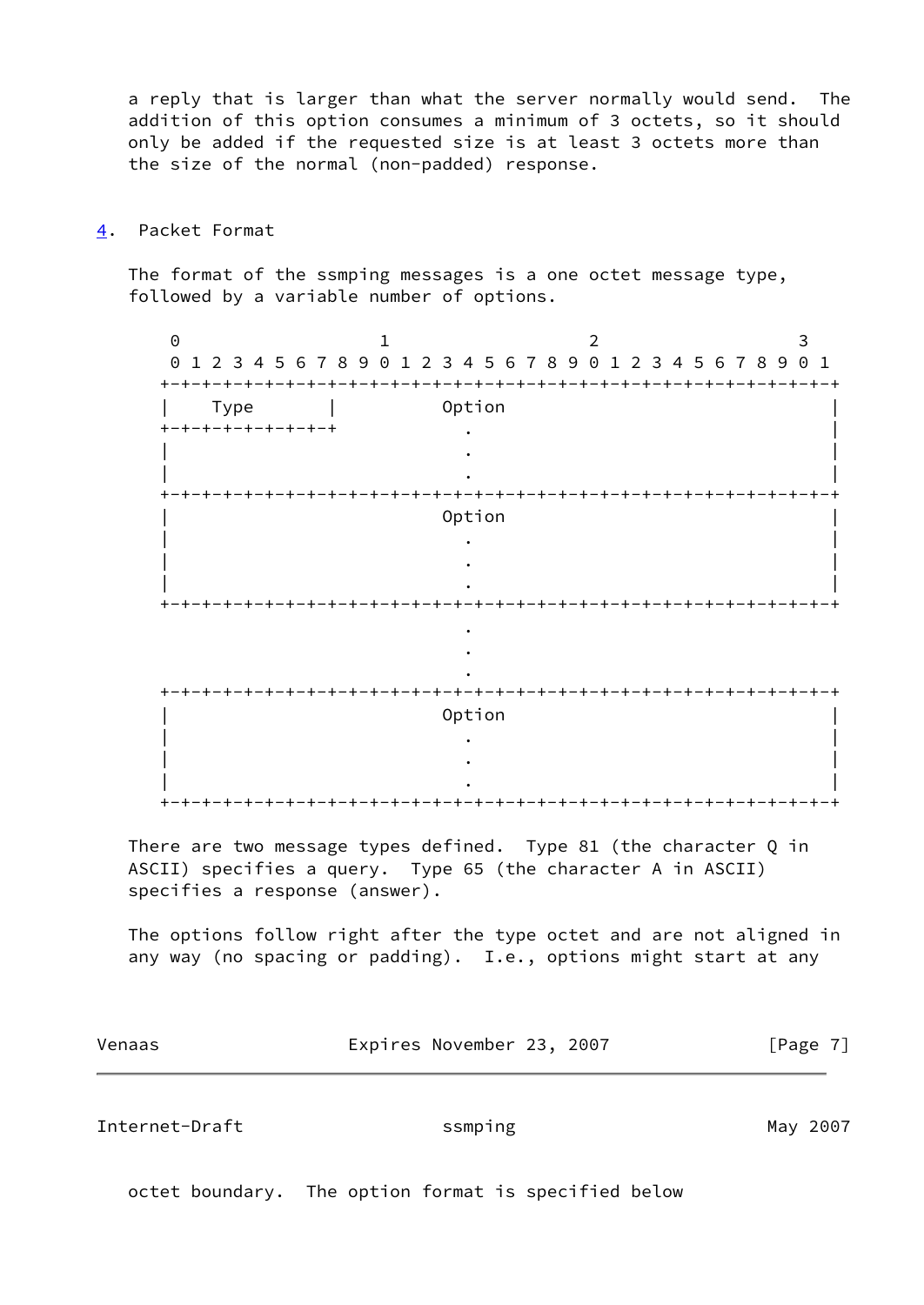a reply that is larger than what the server normally would send. The addition of this option consumes a minimum of 3 octets, so it should only be added if the requested size is at least 3 octets more than the size of the normal (non-padded) response.

## 4. Packet Format

The format of the ssmping messages is a one octet message type, followed by a variable number of options.

```
 0                   1                   2                   3
 0 1 2 3 4 5 6 7 8 9 0 1 2 3 4 5 6 7 8 9 0 1 2 3 4 5 6 7 8 9 0 1
+-+-+-+-+-+-+-+-+-+-+-+-+-+-+-+-+-+-+-+-+-+-+-+-+-+-+-+-+-+-+-+-+
|    Type       |          Option                               |
+-+-+-+-+-+-+-+-+           .                                   |
|                           .                                   |
|                           .                                   |
+-+-+-+-+-+-+-+-+-+-+-+-+-+-+-+-+-+-+-+-+-+-+-+-+-+-+-+-+-+-+-+-+
|                          Option                               |
|                           .                                   |
|                           .                                   |
|                           .                                   |
+-+-+-+-+-+-+-+-+-+-+-+-+-+-+-+-+-+-+-+-+-+-+-+-+-+-+-+-+-+-+-+-+
                            .
                            .
                            .
+-+-+-+-+-+-+-+-+-+-+-+-+-+-+-+-+-+-+-+-+-+-+-+-+-+-+-+-+-+-+-+-+
|                          Option                               |
|                           .                                   |
|                           .                                   |
|                           .                                   |
+-+-+-+-+-+-+-+-+-+-+-+-+-+-+-+-+-+-+-+-+-+-+-+-+-+-+-+-+-+-+-+-+
```

There are two message types defined. Type 81 (the character Q in ASCII) specifies a query. Type 65 (the character A in ASCII) specifies a response (answer).

The options follow right after the type octet and are not aligned in any way (no spacing or padding). I.e., options might start at any octet boundary. The option format is specified below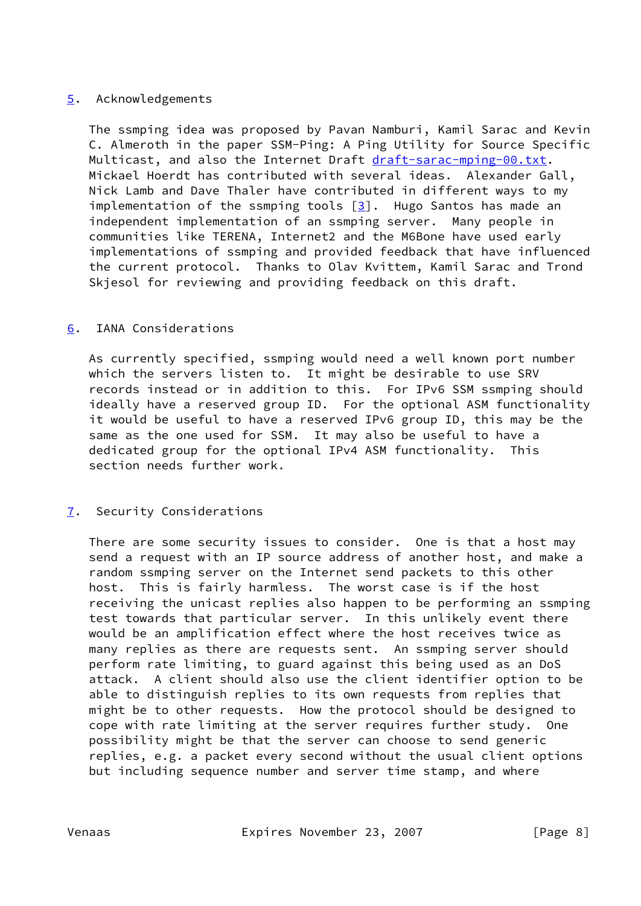## 5. Acknowledgements

The ssmping idea was proposed by Pavan Namburi, Kamil Sarac and Kevin C. Almeroth in the paper SSM-Ping: A Ping Utility for Source Specific Multicast, and also the Internet Draft draft-sarac-mping-00.txt. Mickael Hoerdt has contributed with several ideas. Alexander Gall, Nick Lamb and Dave Thaler have contributed in different ways to my implementation of the ssmping tools [3]. Hugo Santos has made an independent implementation of an ssmping server. Many people in communities like TERENA, Internet2 and the M6Bone have used early implementations of ssmping and provided feedback that have influenced the current protocol. Thanks to Olav Kvittem, Kamil Sarac and Trond Skjesol for reviewing and providing feedback on this draft.

## 6. IANA Considerations

As currently specified, ssmping would need a well known port number which the servers listen to. It might be desirable to use SRV records instead or in addition to this. For IPv6 SSM ssmping should ideally have a reserved group ID. For the optional ASM functionality it would be useful to have a reserved IPv6 group ID, this may be the same as the one used for SSM. It may also be useful to have a dedicated group for the optional IPv4 ASM functionality. This section needs further work.

## 7. Security Considerations

There are some security issues to consider. One is that a host may send a request with an IP source address of another host, and make a random ssmping server on the Internet send packets to this other host. This is fairly harmless. The worst case is if the host receiving the unicast replies also happen to be performing an ssmping test towards that particular server. In this unlikely event there would be an amplification effect where the host receives twice as many replies as there are requests sent. An ssmping server should perform rate limiting, to guard against this being used as an DoS attack. A client should also use the client identifier option to be able to distinguish replies to its own requests from replies that might be to other requests. How the protocol should be designed to cope with rate limiting at the server requires further study. One possibility might be that the server can choose to send generic replies, e.g. a packet every second without the usual client options but including sequence number and server time stamp, and where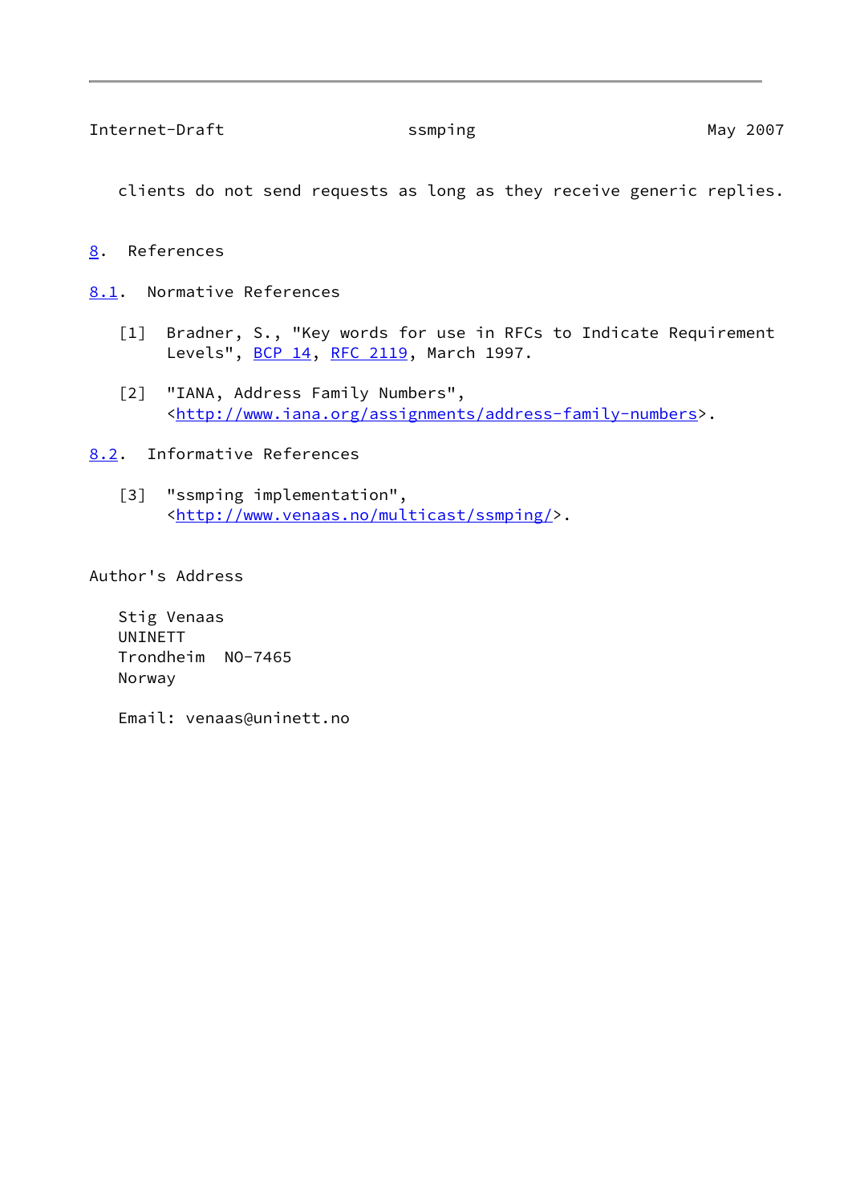clients do not send requests as long as they receive generic replies.

# 8. References

## 8.1. Normative References

[1] Bradner, S., "Key words for use in RFCs to Indicate Requirement Levels", BCP 14, RFC 2119, March 1997.

[2] "IANA, Address Family Numbers", <http://www.iana.org/assignments/address-family-numbers>.

## 8.2. Informative References

[3] "ssmping implementation", <http://www.venaas.no/multicast/ssmping/>.

# Author's Address

Stig Venaas
UNINETT
Trondheim  NO-7465
Norway

Email: venaas@uninett.no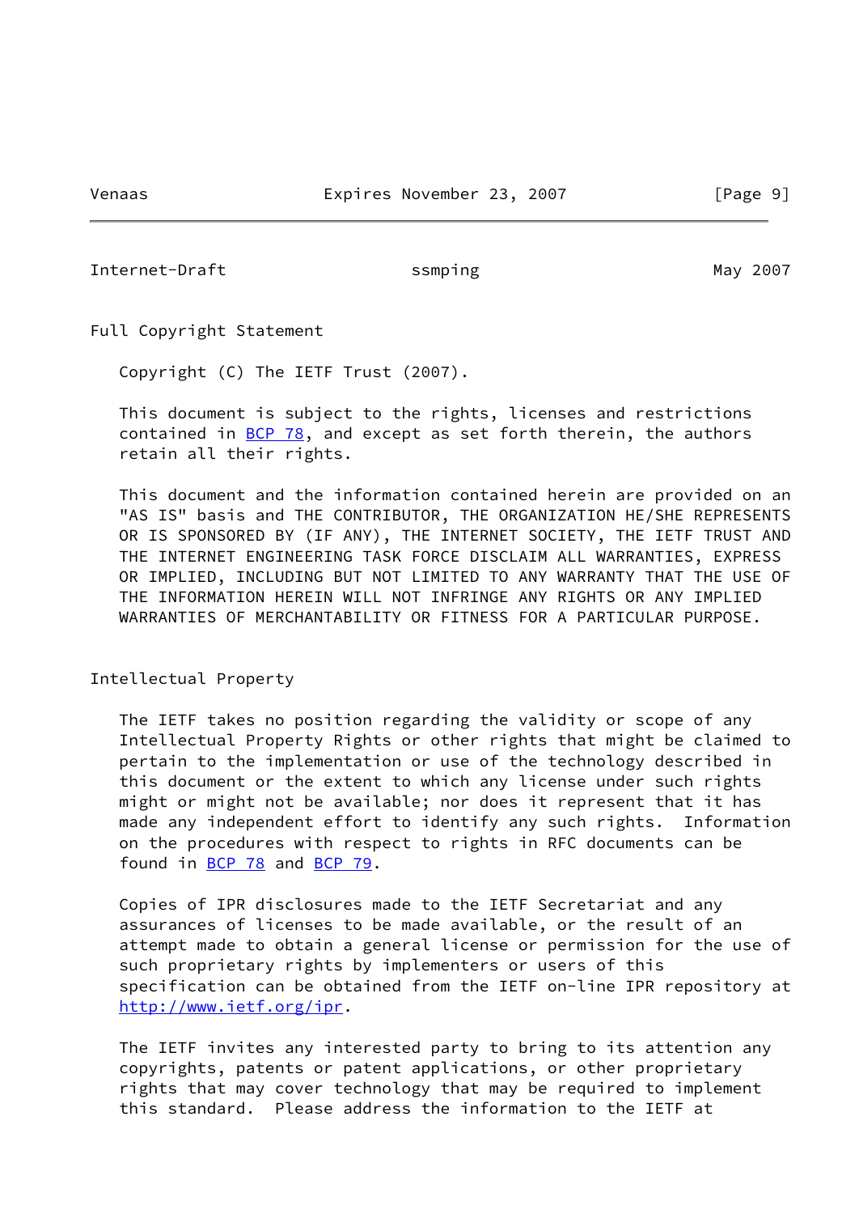## Full Copyright Statement

Copyright (C) The IETF Trust (2007).

This document is subject to the rights, licenses and restrictions contained in BCP 78, and except as set forth therein, the authors retain all their rights.

This document and the information contained herein are provided on an "AS IS" basis and THE CONTRIBUTOR, THE ORGANIZATION HE/SHE REPRESENTS OR IS SPONSORED BY (IF ANY), THE INTERNET SOCIETY, THE IETF TRUST AND THE INTERNET ENGINEERING TASK FORCE DISCLAIM ALL WARRANTIES, EXPRESS OR IMPLIED, INCLUDING BUT NOT LIMITED TO ANY WARRANTY THAT THE USE OF THE INFORMATION HEREIN WILL NOT INFRINGE ANY RIGHTS OR ANY IMPLIED WARRANTIES OF MERCHANTABILITY OR FITNESS FOR A PARTICULAR PURPOSE.

## Intellectual Property

The IETF takes no position regarding the validity or scope of any Intellectual Property Rights or other rights that might be claimed to pertain to the implementation or use of the technology described in this document or the extent to which any license under such rights might or might not be available; nor does it represent that it has made any independent effort to identify any such rights. Information on the procedures with respect to rights in RFC documents can be found in BCP 78 and BCP 79.

Copies of IPR disclosures made to the IETF Secretariat and any assurances of licenses to be made available, or the result of an attempt made to obtain a general license or permission for the use of such proprietary rights by implementers or users of this specification can be obtained from the IETF on-line IPR repository at http://www.ietf.org/ipr.

The IETF invites any interested party to bring to its attention any copyrights, patents or patent applications, or other proprietary rights that may cover technology that may be required to implement this standard. Please address the information to the IETF at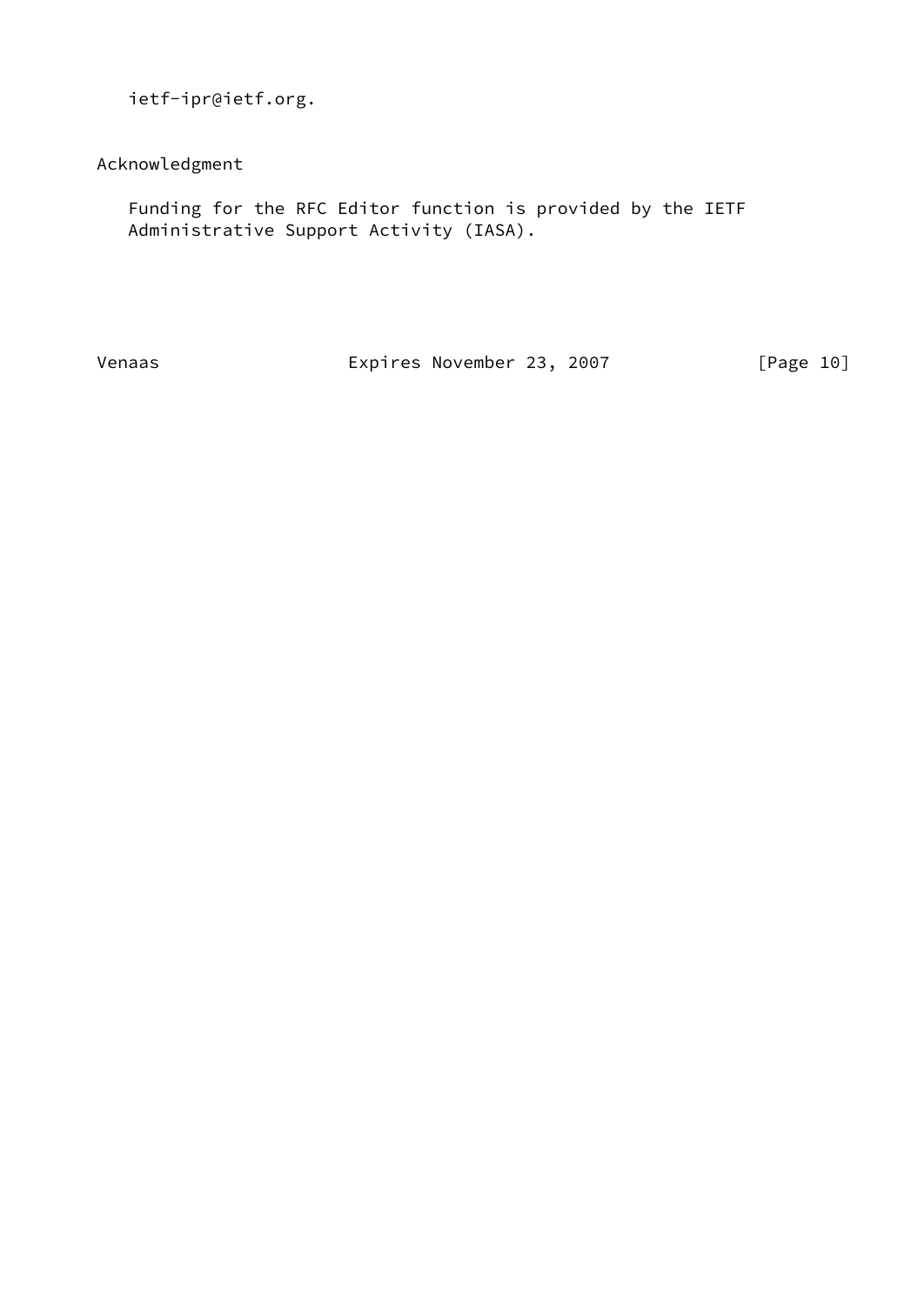ietf-ipr@ietf.org.

## Acknowledgment

Funding for the RFC Editor function is provided by the IETF Administrative Support Activity (IASA).